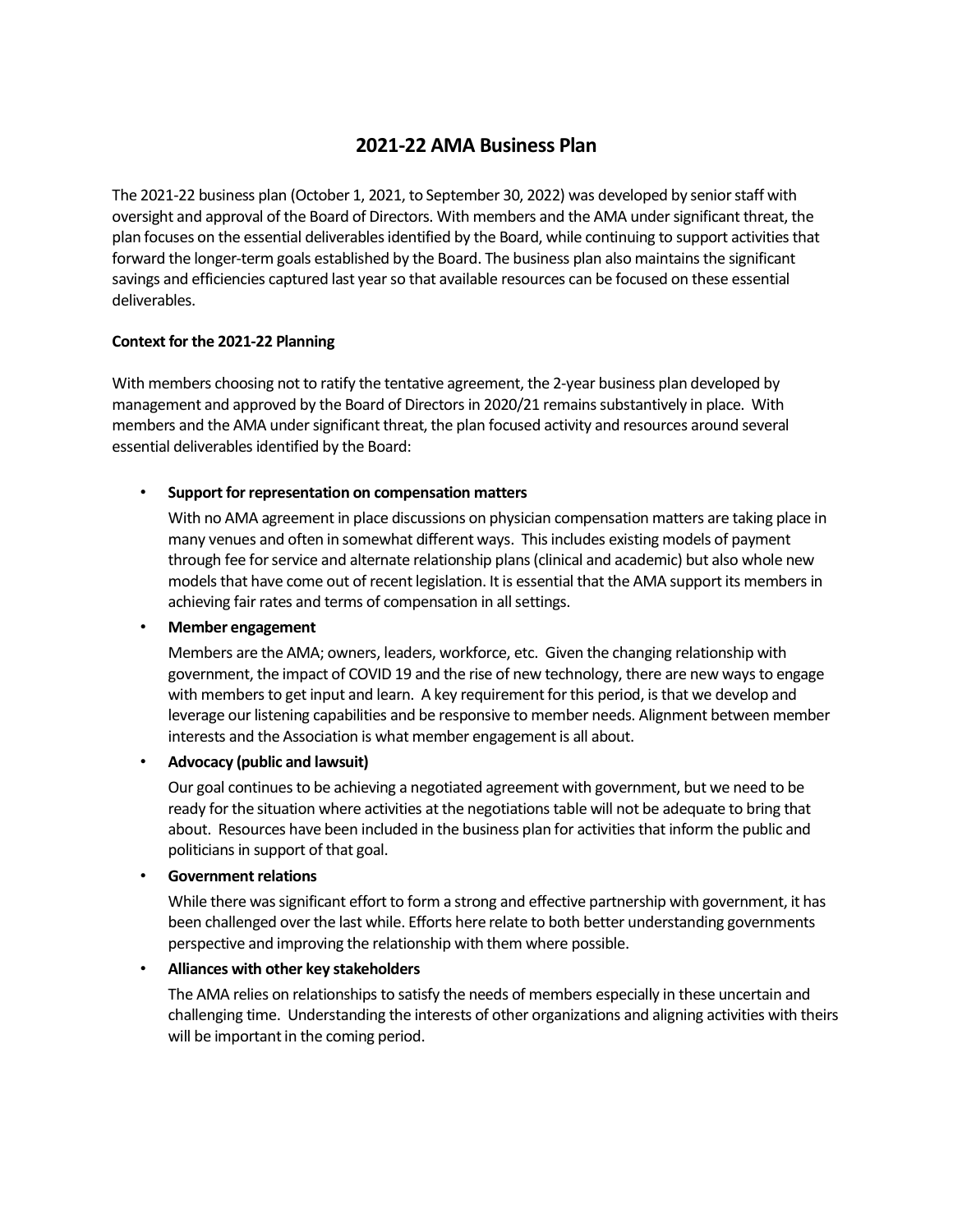# 2021-22 AMA Business Plan

The 2021-22 business plan (October 1, 2021, to September 30, 2022) was developed by senior staff with oversight and approval of the Board of Directors. With members and the AMA under significant threat, the plan focuses on the essential deliverables identified by the Board, while continuing to support activities that forward the longer-term goals established by the Board. The business plan also maintains the significant savings and efficiencies captured last year so that available resources can be focused on these essential deliverables.

**Context for the 2021-22 Planning**

With members choosing not to ratify the tentative agreement, the 2-year business plan developed by management and approved by the Board of Directors in 2020/21 remains substantively in place. With members and the AMA under significant threat, the plan focused activity and resources around several essential deliverables identified by the Board:

- **Support for representation on compensation matters**

  With no AMA agreement in place discussions on physician compensation matters are taking place in many venues and often in somewhat different ways. This includes existing models of payment through fee for service and alternate relationship plans (clinical and academic) but also whole new models that have come out of recent legislation. It is essential that the AMA support its members in achieving fair rates and terms of compensation in all settings.

- **Member engagement**

  Members are the AMA; owners, leaders, workforce, etc. Given the changing relationship with government, the impact of COVID 19 and the rise of new technology, there are new ways to engage with members to get input and learn. A key requirement for this period, is that we develop and leverage our listening capabilities and be responsive to member needs. Alignment between member interests and the Association is what member engagement is all about.

- **Advocacy (public and lawsuit)**

  Our goal continues to be achieving a negotiated agreement with government, but we need to be ready for the situation where activities at the negotiations table will not be adequate to bring that about. Resources have been included in the business plan for activities that inform the public and politicians in support of that goal.

- **Government relations**

  While there was significant effort to form a strong and effective partnership with government, it has been challenged over the last while. Efforts here relate to both better understanding governments perspective and improving the relationship with them where possible.

- **Alliances with other key stakeholders**

  The AMA relies on relationships to satisfy the needs of members especially in these uncertain and challenging time. Understanding the interests of other organizations and aligning activities with theirs will be important in the coming period.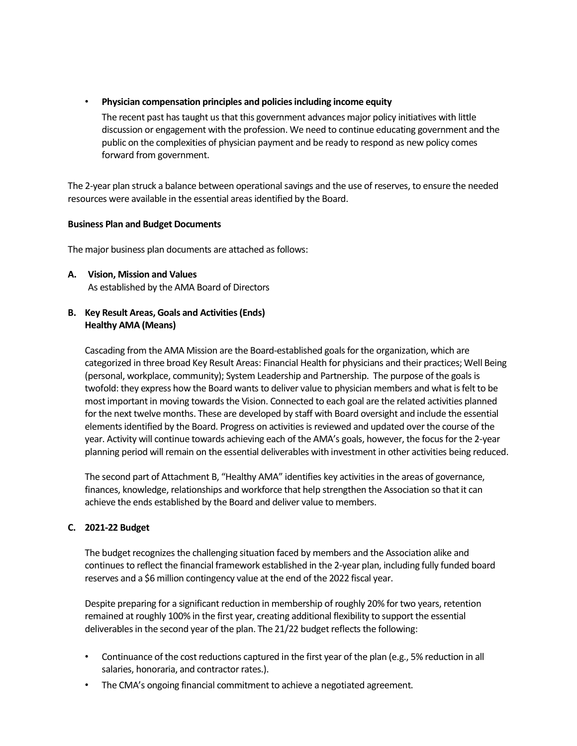- **Physician compensation principles and policies including income equity**

  The recent past has taught us that this government advances major policy initiatives with little discussion or engagement with the profession. We need to continue educating government and the public on the complexities of physician payment and be ready to respond as new policy comes forward from government.

The 2-year plan struck a balance between operational savings and the use of reserves, to ensure the needed resources were available in the essential areas identified by the Board.

**Business Plan and Budget Documents**

The major business plan documents are attached as follows:

**A. Vision, Mission and Values**
As established by the AMA Board of Directors

**B. Key Result Areas, Goals and Activities (Ends)**
**Healthy AMA (Means)**

Cascading from the AMA Mission are the Board-established goals for the organization, which are categorized in three broad Key Result Areas: Financial Health for physicians and their practices; Well Being (personal, workplace, community); System Leadership and Partnership. The purpose of the goals is twofold: they express how the Board wants to deliver value to physician members and what is felt to be most important in moving towards the Vision. Connected to each goal are the related activities planned for the next twelve months. These are developed by staff with Board oversight and include the essential elements identified by the Board. Progress on activities is reviewed and updated over the course of the year. Activity will continue towards achieving each of the AMA's goals, however, the focus for the 2-year planning period will remain on the essential deliverables with investment in other activities being reduced.

The second part of Attachment B, "Healthy AMA" identifies key activities in the areas of governance, finances, knowledge, relationships and workforce that help strengthen the Association so that it can achieve the ends established by the Board and deliver value to members.

**C. 2021-22 Budget**

The budget recognizes the challenging situation faced by members and the Association alike and continues to reflect the financial framework established in the 2-year plan, including fully funded board reserves and a $6 million contingency value at the end of the 2022 fiscal year.

Despite preparing for a significant reduction in membership of roughly 20% for two years, retention remained at roughly 100% in the first year, creating additional flexibility to support the essential deliverables in the second year of the plan. The 21/22 budget reflects the following:

- Continuance of the cost reductions captured in the first year of the plan (e.g., 5% reduction in all salaries, honoraria, and contractor rates.).
- The CMA's ongoing financial commitment to achieve a negotiated agreement.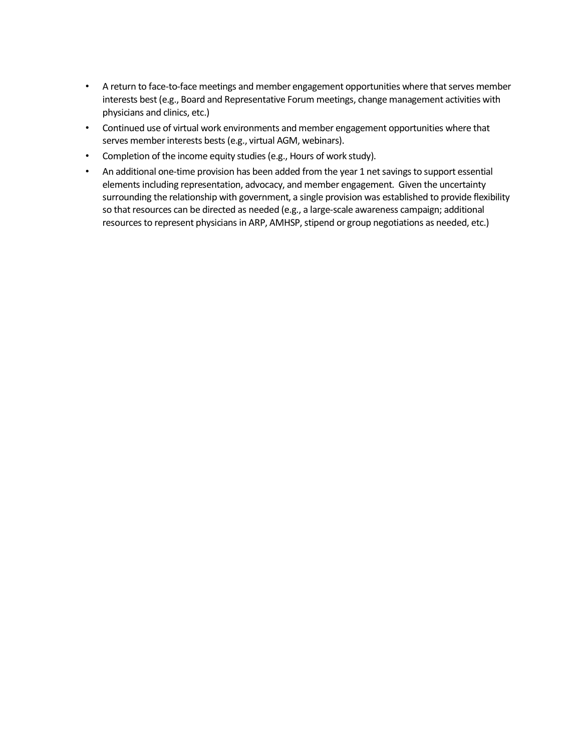- A return to face-to-face meetings and member engagement opportunities where that serves member interests best (e.g., Board and Representative Forum meetings, change management activities with physicians and clinics, etc.)
- Continued use of virtual work environments and member engagement opportunities where that serves member interests bests (e.g., virtual AGM, webinars).
- Completion of the income equity studies (e.g., Hours of work study).
- An additional one-time provision has been added from the year 1 net savings to support essential elements including representation, advocacy, and member engagement. Given the uncertainty surrounding the relationship with government, a single provision was established to provide flexibility so that resources can be directed as needed (e.g., a large-scale awareness campaign; additional resources to represent physicians in ARP, AMHSP, stipend or group negotiations as needed, etc.)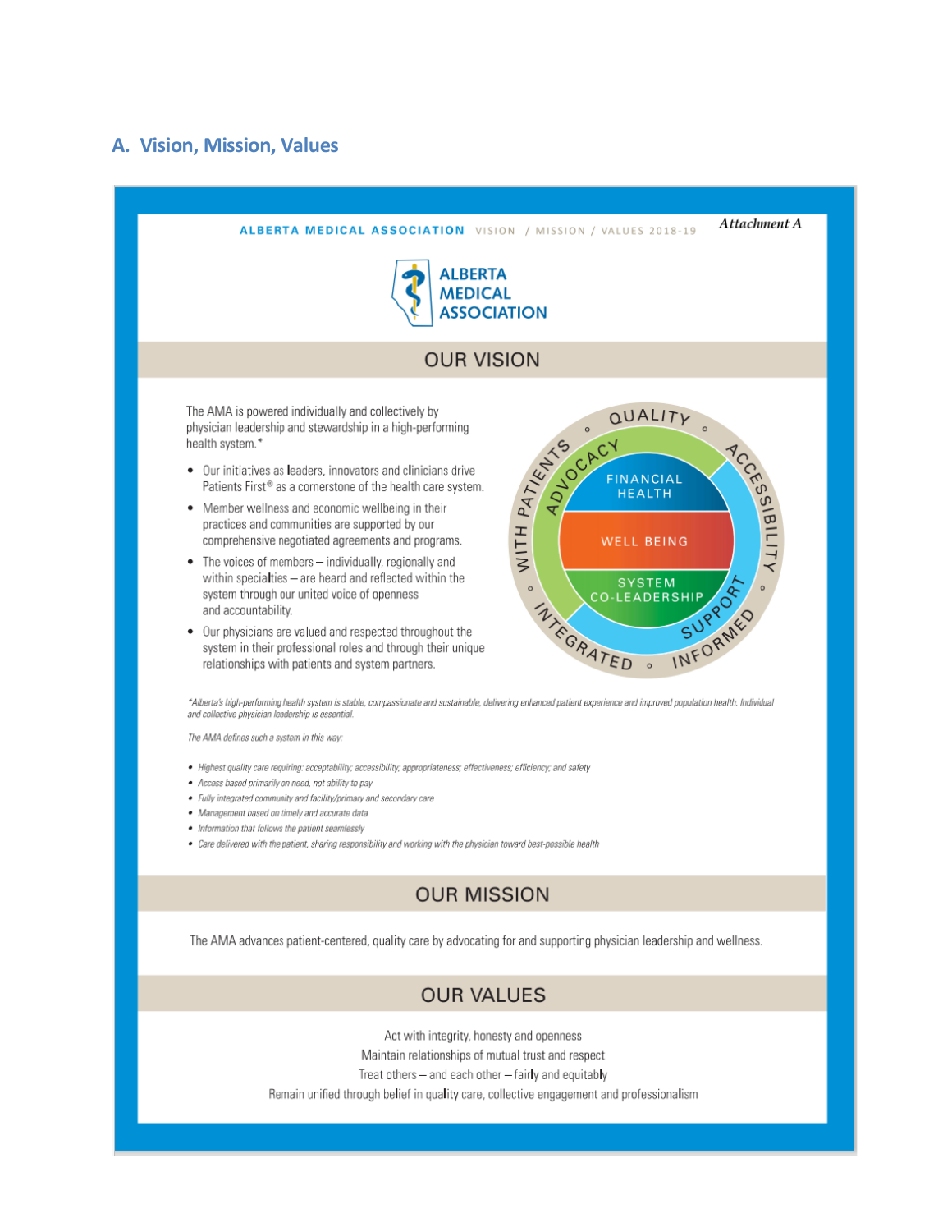## A. Vision, Mission, Values

*Attachment A*

**ALBERTA MEDICAL ASSOCIATION** VISION / MISSION / VALUES 2018-19

ALBERTA MEDICAL ASSOCIATION

### OUR VISION

The AMA is powered individually and collectively by physician leadership and stewardship in a high-performing health system.*

- Our initiatives as leaders, innovators and clinicians drive Patients First® as a cornerstone of the health care system.
- Member wellness and economic wellbeing in their practices and communities are supported by our comprehensive negotiated agreements and programs.
- The voices of members – individually, regionally and within specialties – are heard and reflected within the system through our united voice of openness and accountability.
- Our physicians are valued and respected throughout the system in their professional roles and through their unique relationships with patients and system partners.

QUALITY • ACCESSIBILITY • INFORMED • INTEGRATED • WITH PATIENTS

ADVOCACY • SUPPORT

FINANCIAL HEALTH

WELL BEING

SYSTEM CO-LEADERSHIP

*\*Alberta's high-performing health system is stable, compassionate and sustainable, delivering enhanced patient experience and improved population health. Individual and collective physician leadership is essential.*

*The AMA defines such a system in this way:*

- *Highest quality care requiring: acceptability; accessibility; appropriateness; effectiveness; efficiency; and safety*
- *Access based primarily on need, not ability to pay*
- *Fully integrated community and facility/primary and secondary care*
- *Management based on timely and accurate data*
- *Information that follows the patient seamlessly*
- *Care delivered with the patient, sharing responsibility and working with the physician toward best-possible health*

### OUR MISSION

The AMA advances patient-centered, quality care by advocating for and supporting physician leadership and wellness.

### OUR VALUES

Act with integrity, honesty and openness

Maintain relationships of mutual trust and respect

Treat others – and each other – fairly and equitably

Remain unified through belief in quality care, collective engagement and professionalism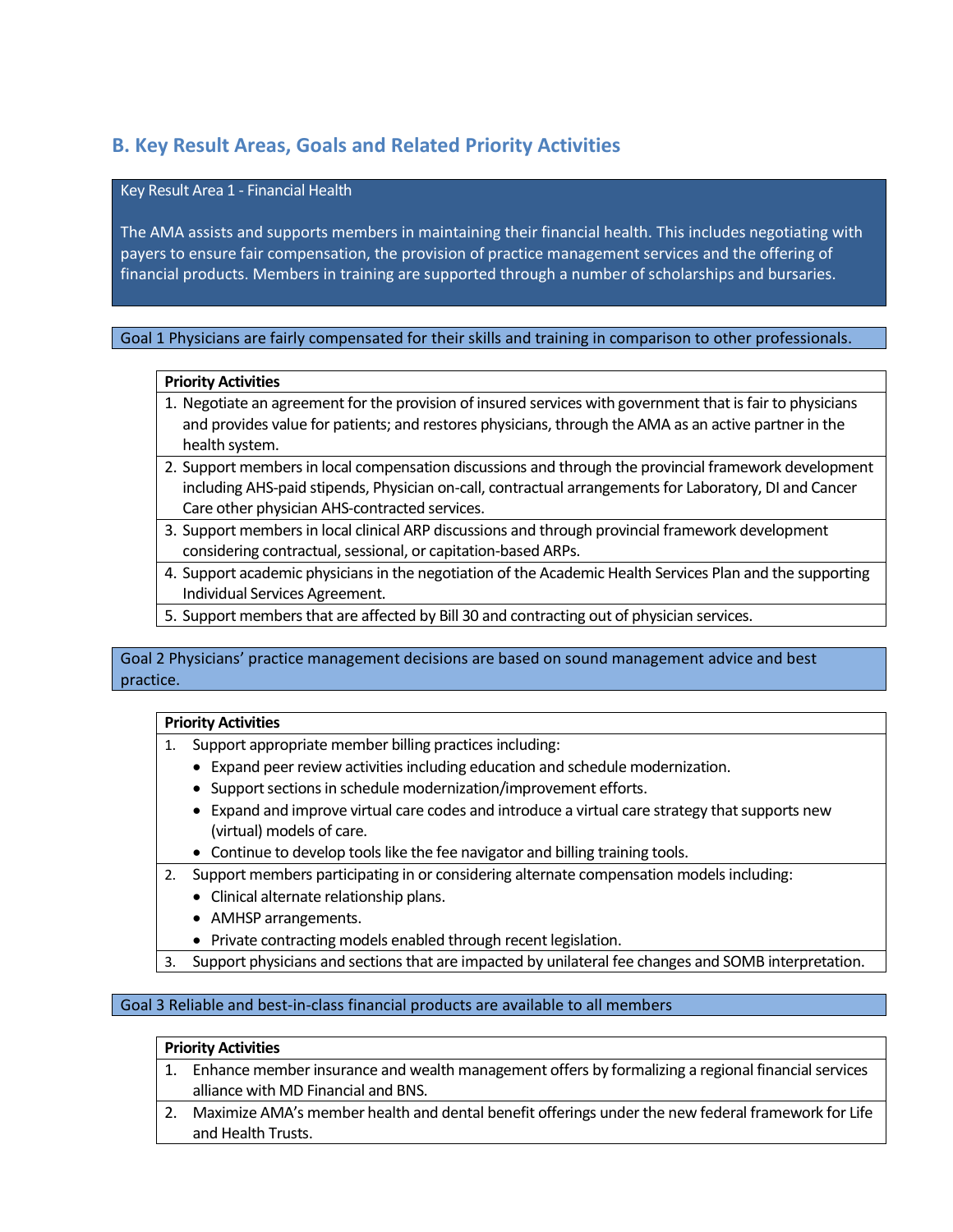## B. Key Result Areas, Goals and Related Priority Activities

| Key Result Area 1 - Financial Health |
| --- |
| The AMA assists and supports members in maintaining their financial health. This includes negotiating with payers to ensure fair compensation, the provision of practice management services and the offering of financial products. Members in training are supported through a number of scholarships and bursaries. |

### Goal 1 Physicians are fairly compensated for their skills and training in comparison to other professionals.

| Priority Activities |
| --- |
| 1. Negotiate an agreement for the provision of insured services with government that is fair to physicians and provides value for patients; and restores physicians, through the AMA as an active partner in the health system. |
| 2. Support members in local compensation discussions and through the provincial framework development including AHS-paid stipends, Physician on-call, contractual arrangements for Laboratory, DI and Cancer Care other physician AHS-contracted services. |
| 3. Support members in local clinical ARP discussions and through provincial framework development considering contractual, sessional, or capitation-based ARPs. |
| 4. Support academic physicians in the negotiation of the Academic Health Services Plan and the supporting Individual Services Agreement. |
| 5. Support members that are affected by Bill 30 and contracting out of physician services. |

### Goal 2 Physicians' practice management decisions are based on sound management advice and best practice.

| Priority Activities |
| --- |
| 1. Support appropriate member billing practices including: <br>• Expand peer review activities including education and schedule modernization. <br>• Support sections in schedule modernization/improvement efforts. <br>• Expand and improve virtual care codes and introduce a virtual care strategy that supports new (virtual) models of care. <br>• Continue to develop tools like the fee navigator and billing training tools. |
| 2. Support members participating in or considering alternate compensation models including: <br>• Clinical alternate relationship plans. <br>• AMHSP arrangements. <br>• Private contracting models enabled through recent legislation. |
| 3. Support physicians and sections that are impacted by unilateral fee changes and SOMB interpretation. |

### Goal 3 Reliable and best-in-class financial products are available to all members

| Priority Activities |
| --- |
| 1. Enhance member insurance and wealth management offers by formalizing a regional financial services alliance with MD Financial and BNS. |
| 2. Maximize AMA's member health and dental benefit offerings under the new federal framework for Life and Health Trusts. |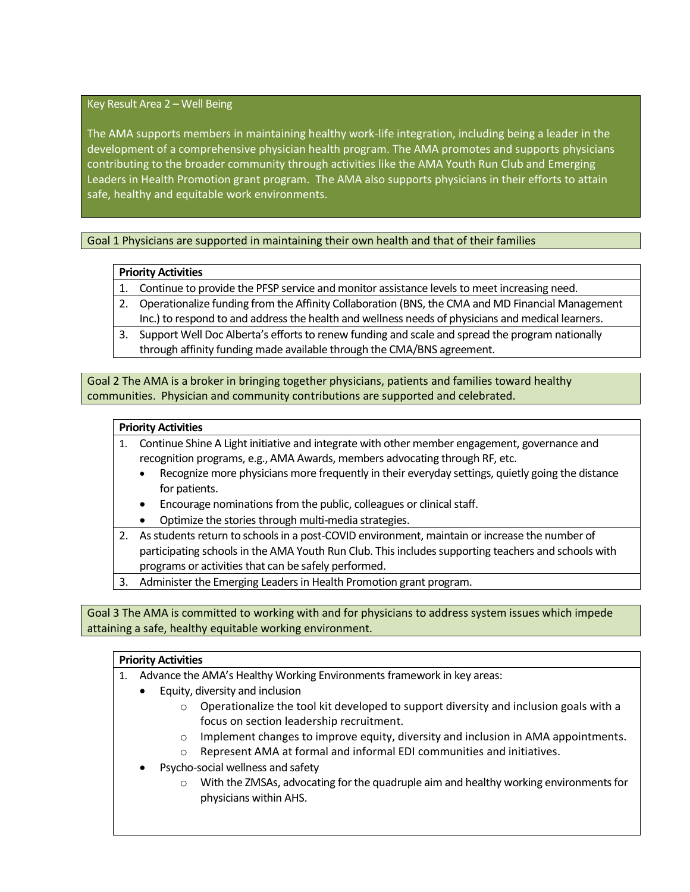## Key Result Area 2 – Well Being

The AMA supports members in maintaining healthy work-life integration, including being a leader in the development of a comprehensive physician health program. The AMA promotes and supports physicians contributing to the broader community through activities like the AMA Youth Run Club and Emerging Leaders in Health Promotion grant program. The AMA also supports physicians in their efforts to attain safe, healthy and equitable work environments.

### Goal 1 Physicians are supported in maintaining their own health and that of their families

**Priority Activities**

1. Continue to provide the PFSP service and monitor assistance levels to meet increasing need.
2. Operationalize funding from the Affinity Collaboration (BNS, the CMA and MD Financial Management Inc.) to respond to and address the health and wellness needs of physicians and medical learners.
3. Support Well Doc Alberta's efforts to renew funding and scale and spread the program nationally through affinity funding made available through the CMA/BNS agreement.

### Goal 2 The AMA is a broker in bringing together physicians, patients and families toward healthy communities. Physician and community contributions are supported and celebrated.

**Priority Activities**

1. Continue Shine A Light initiative and integrate with other member engagement, governance and recognition programs, e.g., AMA Awards, members advocating through RF, etc.
   - Recognize more physicians more frequently in their everyday settings, quietly going the distance for patients.
   - Encourage nominations from the public, colleagues or clinical staff.
   - Optimize the stories through multi-media strategies.
2. As students return to schools in a post-COVID environment, maintain or increase the number of participating schools in the AMA Youth Run Club. This includes supporting teachers and schools with programs or activities that can be safely performed.
3. Administer the Emerging Leaders in Health Promotion grant program.

### Goal 3 The AMA is committed to working with and for physicians to address system issues which impede attaining a safe, healthy equitable working environment.

**Priority Activities**

1. Advance the AMA's Healthy Working Environments framework in key areas:
   - Equity, diversity and inclusion
     - Operationalize the tool kit developed to support diversity and inclusion goals with a focus on section leadership recruitment.
     - Implement changes to improve equity, diversity and inclusion in AMA appointments.
     - Represent AMA at formal and informal EDI communities and initiatives.
   - Psycho-social wellness and safety
     - With the ZMSAs, advocating for the quadruple aim and healthy working environments for physicians within AHS.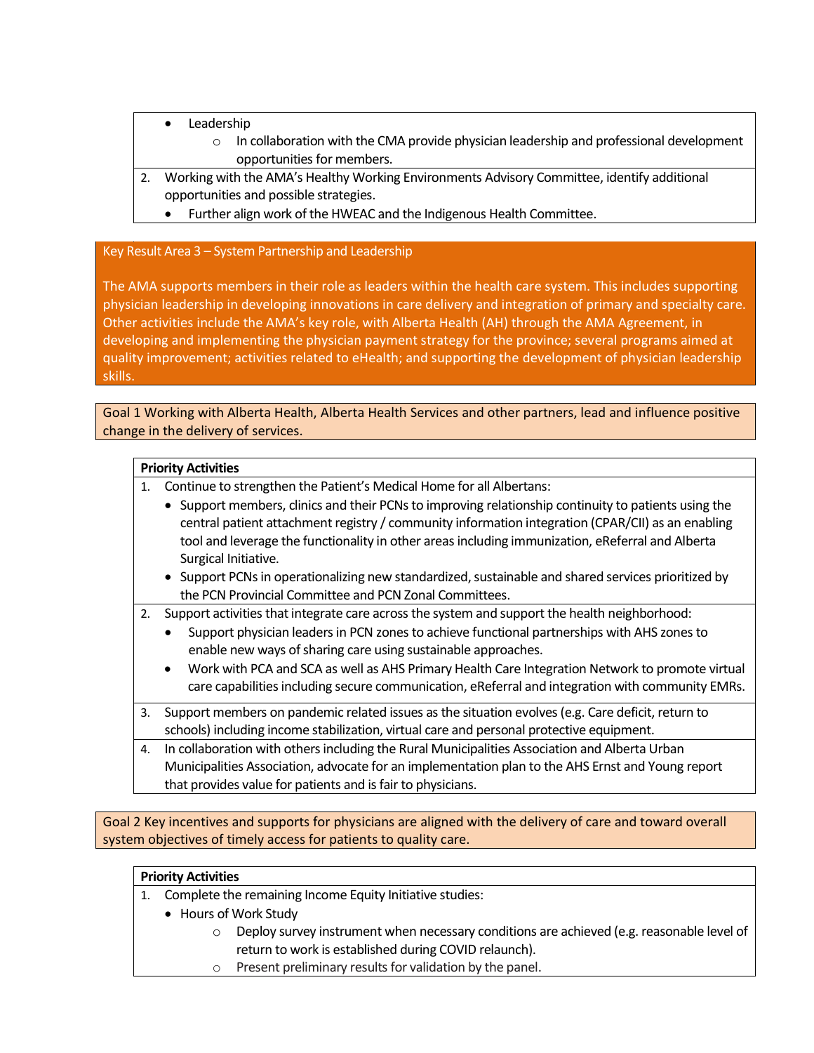- Leadership
  - In collaboration with the CMA provide physician leadership and professional development opportunities for members.

2. Working with the AMA's Healthy Working Environments Advisory Committee, identify additional opportunities and possible strategies.
   - Further align work of the HWEAC and the Indigenous Health Committee.

## Key Result Area 3 – System Partnership and Leadership

The AMA supports members in their role as leaders within the health care system. This includes supporting physician leadership in developing innovations in care delivery and integration of primary and specialty care. Other activities include the AMA's key role, with Alberta Health (AH) through the AMA Agreement, in developing and implementing the physician payment strategy for the province; several programs aimed at quality improvement; activities related to eHealth; and supporting the development of physician leadership skills.

### Goal 1 Working with Alberta Health, Alberta Health Services and other partners, lead and influence positive change in the delivery of services.

**Priority Activities**

1. Continue to strengthen the Patient's Medical Home for all Albertans:
   - Support members, clinics and their PCNs to improving relationship continuity to patients using the central patient attachment registry / community information integration (CPAR/CII) as an enabling tool and leverage the functionality in other areas including immunization, eReferral and Alberta Surgical Initiative.
   - Support PCNs in operationalizing new standardized, sustainable and shared services prioritized by the PCN Provincial Committee and PCN Zonal Committees.
2. Support activities that integrate care across the system and support the health neighborhood:
   - Support physician leaders in PCN zones to achieve functional partnerships with AHS zones to enable new ways of sharing care using sustainable approaches.
   - Work with PCA and SCA as well as AHS Primary Health Care Integration Network to promote virtual care capabilities including secure communication, eReferral and integration with community EMRs.
3. Support members on pandemic related issues as the situation evolves (e.g. Care deficit, return to schools) including income stabilization, virtual care and personal protective equipment.
4. In collaboration with others including the Rural Municipalities Association and Alberta Urban Municipalities Association, advocate for an implementation plan to the AHS Ernst and Young report that provides value for patients and is fair to physicians.

### Goal 2 Key incentives and supports for physicians are aligned with the delivery of care and toward overall system objectives of timely access for patients to quality care.

**Priority Activities**

1. Complete the remaining Income Equity Initiative studies:
   - Hours of Work Study
     - Deploy survey instrument when necessary conditions are achieved (e.g. reasonable level of return to work is established during COVID relaunch).
     - Present preliminary results for validation by the panel.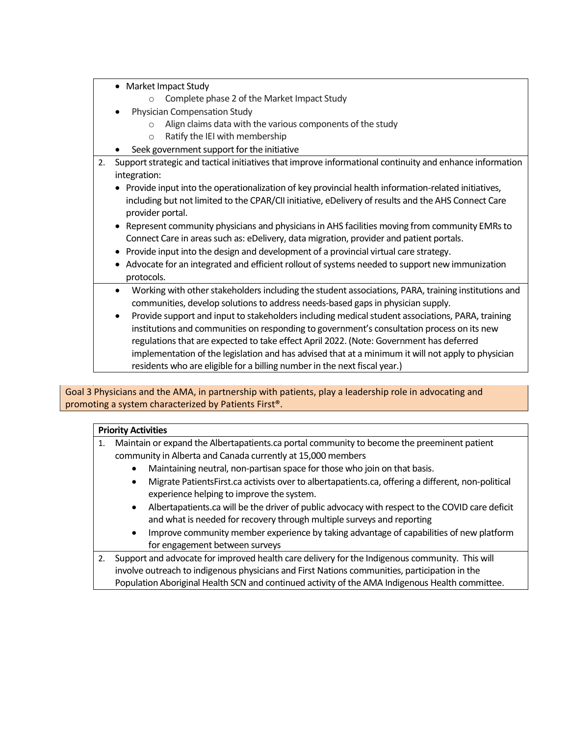- Market Impact Study
  - Complete phase 2 of the Market Impact Study
- Physician Compensation Study
  - Align claims data with the various components of the study
  - Ratify the IEI with membership
- Seek government support for the initiative

2. Support strategic and tactical initiatives that improve informational continuity and enhance information integration:
   - Provide input into the operationalization of key provincial health information-related initiatives, including but not limited to the CPAR/CII initiative, eDelivery of results and the AHS Connect Care provider portal.
   - Represent community physicians and physicians in AHS facilities moving from community EMRs to Connect Care in areas such as: eDelivery, data migration, provider and patient portals.
   - Provide input into the design and development of a provincial virtual care strategy.
   - Advocate for an integrated and efficient rollout of systems needed to support new immunization protocols.

- Working with other stakeholders including the student associations, PARA, training institutions and communities, develop solutions to address needs-based gaps in physician supply.
- Provide support and input to stakeholders including medical student associations, PARA, training institutions and communities on responding to government's consultation process on its new regulations that are expected to take effect April 2022. (Note: Government has deferred implementation of the legislation and has advised that at a minimum it will not apply to physician residents who are eligible for a billing number in the next fiscal year.)

**Goal 3 Physicians and the AMA, in partnership with patients, play a leadership role in advocating and promoting a system characterized by Patients First®.**

**Priority Activities**

1. Maintain or expand the Albertapatients.ca portal community to become the preeminent patient community in Alberta and Canada currently at 15,000 members
   - Maintaining neutral, non-partisan space for those who join on that basis.
   - Migrate PatientsFirst.ca activists over to albertapatients.ca, offering a different, non-political experience helping to improve the system.
   - Albertapatients.ca will be the driver of public advocacy with respect to the COVID care deficit and what is needed for recovery through multiple surveys and reporting
   - Improve community member experience by taking advantage of capabilities of new platform for engagement between surveys
2. Support and advocate for improved health care delivery for the Indigenous community. This will involve outreach to indigenous physicians and First Nations communities, participation in the Population Aboriginal Health SCN and continued activity of the AMA Indigenous Health committee.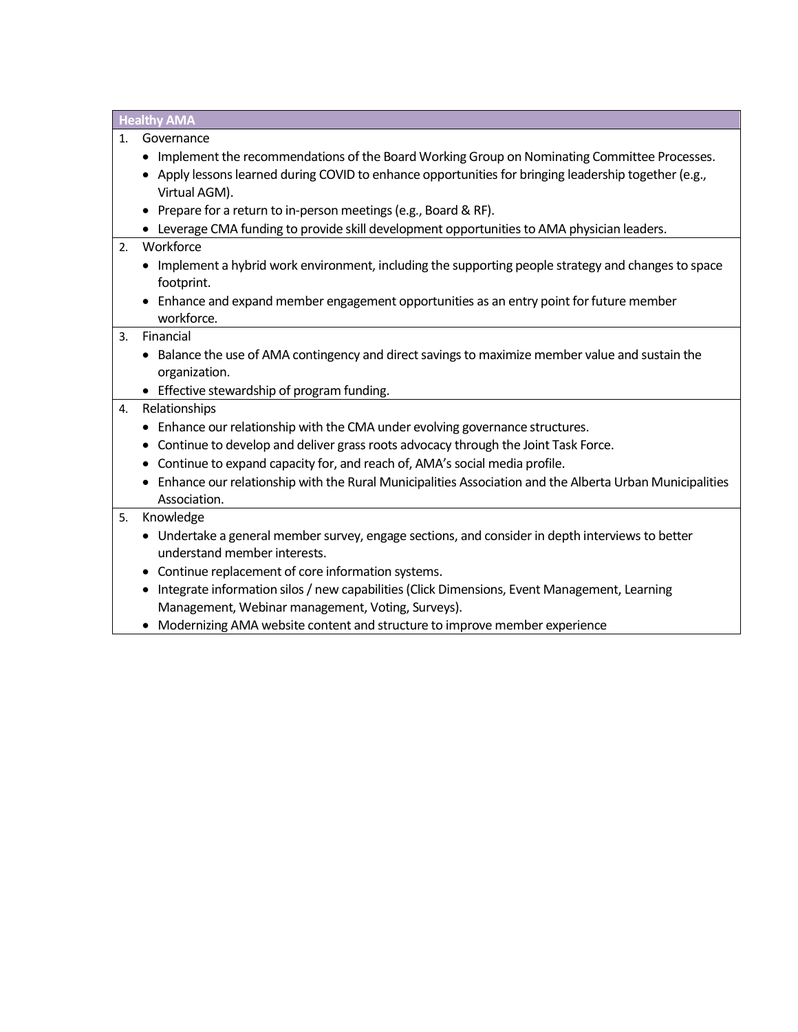| Healthy AMA |
| --- |
| 1. Governance<br>• Implement the recommendations of the Board Working Group on Nominating Committee Processes.<br>• Apply lessons learned during COVID to enhance opportunities for bringing leadership together (e.g., Virtual AGM).<br>• Prepare for a return to in-person meetings (e.g., Board & RF).<br>• Leverage CMA funding to provide skill development opportunities to AMA physician leaders. |
| 2. Workforce<br>• Implement a hybrid work environment, including the supporting people strategy and changes to space footprint.<br>• Enhance and expand member engagement opportunities as an entry point for future member workforce. |
| 3. Financial<br>• Balance the use of AMA contingency and direct savings to maximize member value and sustain the organization.<br>• Effective stewardship of program funding. |
| 4. Relationships<br>• Enhance our relationship with the CMA under evolving governance structures.<br>• Continue to develop and deliver grass roots advocacy through the Joint Task Force.<br>• Continue to expand capacity for, and reach of, AMA's social media profile.<br>• Enhance our relationship with the Rural Municipalities Association and the Alberta Urban Municipalities Association. |
| 5. Knowledge<br>• Undertake a general member survey, engage sections, and consider in depth interviews to better understand member interests.<br>• Continue replacement of core information systems.<br>• Integrate information silos / new capabilities (Click Dimensions, Event Management, Learning Management, Webinar management, Voting, Surveys).<br>• Modernizing AMA website content and structure to improve member experience |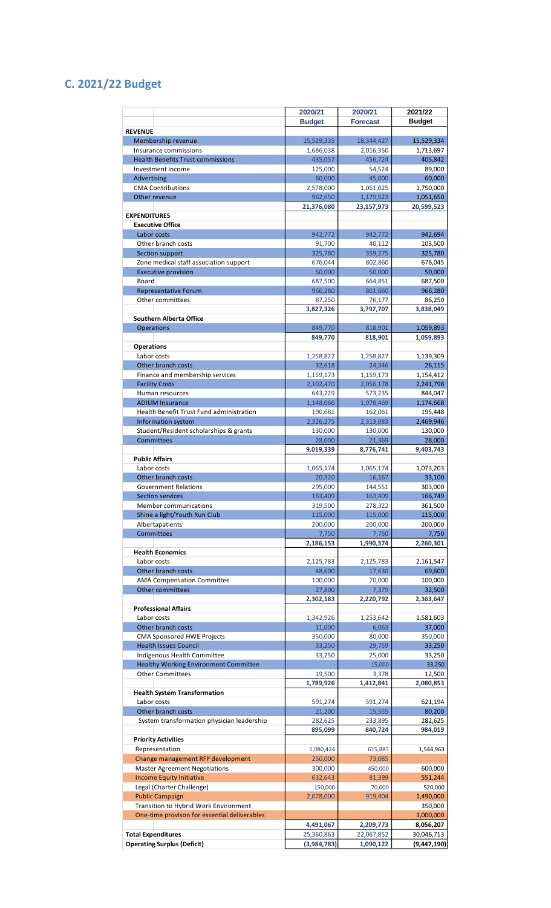## C. 2021/22 Budget

| | 2020/21 Budget | 2020/21 Forecast | 2021/22 Budget |
|---|---|---|---|
| **REVENUE** | | | |
| Membership revenue | 15,529,335 | 18,344,427 | 15,529,334 |
| Insurance commissions | 1,686,038 | 2,016,350 | 1,713,697 |
| Health Benefits Trust commissions | 435,057 | 456,724 | 405,842 |
| Investment income | 125,000 | 54,524 | 89,000 |
| Advertising | 60,000 | 45,000 | 60,000 |
| CMA Contributions | 2,578,000 | 1,061,025 | 1,750,000 |
| Other revenue | 962,650 | 1,179,923 | 1,051,650 |
| | **21,376,080** | **23,157,973** | **20,599,523** |
| **EXPENDITURES** | | | |
| **Executive Office** | | | |
| Labor costs | 942,772 | 942,772 | 942,694 |
| Other branch costs | 91,700 | 40,112 | 103,500 |
| Section support | 325,780 | 359,275 | 325,780 |
| Zone medical staff association support | 676,044 | 802,860 | 676,045 |
| Executive provision | 50,000 | 50,000 | 50,000 |
| Board | 687,500 | 664,851 | 687,500 |
| Representative Forum | 966,280 | 861,660 | 966,280 |
| Other committees | 87,250 | 76,177 | 86,250 |
| | **3,827,326** | **3,797,707** | **3,838,049** |
| **Southern Alberta Office** | | | |
| Operations | 849,770 | 818,901 | 1,059,893 |
| | **849,770** | **818,901** | **1,059,893** |
| **Operations** | | | |
| Labor costs | 1,258,827 | 1,258,827 | 1,139,309 |
| Other branch costs | 32,618 | 24,346 | 26,115 |
| Finance and membership services | 1,159,173 | 1,159,173 | 1,154,412 |
| Facility Costs | 2,102,470 | 2,056,178 | 2,241,798 |
| Human resources | 643,229 | 573,235 | 844,047 |
| ADIUM Insurance | 1,148,066 | 1,078,469 | 1,174,668 |
| Health Benefit Trust Fund administration | 190,681 | 162,061 | 195,448 |
| Information system | 2,326,275 | 2,313,083 | 2,469,946 |
| Student/Resident scholarships & grants | 130,000 | 130,000 | 130,000 |
| Committees | 28,000 | 21,369 | 28,000 |
| | **9,019,339** | **8,776,741** | **9,403,743** |
| **Public Affairs** | | | |
| Labor costs | 1,065,174 | 1,065,174 | 1,073,203 |
| Other branch costs | 20,320 | 16,167 | 33,100 |
| Government Relations | 295,000 | 144,551 | 303,000 |
| Section services | 163,409 | 163,409 | 166,749 |
| Member communications | 319,500 | 278,322 | 361,500 |
| Shine a light/Youth Run Club | 115,000 | 115,000 | 115,000 |
| Albertapatients | 200,000 | 200,000 | 200,000 |
| Committees | 7,750 | 7,750 | 7,750 |
| | **2,186,153** | **1,990,374** | **2,260,301** |
| **Health Economics** | | | |
| Labor costs | 2,125,783 | 2,125,783 | 2,161,547 |
| Other branch costs | 48,600 | 17,630 | 69,600 |
| AMA Compensation Committee | 100,000 | 70,000 | 100,000 |
| Other committees | 27,800 | 7,379 | 32,500 |
| | **2,302,183** | **2,220,792** | **2,363,647** |
| **Professional Affairs** | | | |
| Labor costs | 1,342,926 | 1,253,642 | 1,581,603 |
| Other branch costs | 11,000 | 6,063 | 37,000 |
| CMA Sponsored HWE Projects | 350,000 | 80,000 | 350,000 |
| Health Issues Council | 33,250 | 29,759 | 33,250 |
| Indigenous Health Committee | 33,250 | 25,000 | 33,250 |
| Healthy Working Environment Committee | - | 15,000 | 33,250 |
| Other Committees | 19,500 | 3,378 | 12,500 |
| | **1,789,926** | **1,412,841** | **2,080,853** |
| **Health System Transformation** | | | |
| Labor costs | 591,274 | 591,274 | 621,194 |
| Other branch costs | 21,200 | 15,555 | 80,200 |
| System transformation physician leadership | 282,625 | 233,895 | 282,625 |
| | **895,099** | **840,724** | **984,019** |
| **Priority Activities** | | | |
| Representation | 1,080,424 | 615,885 | 1,544,963 |
| Change management RFP development | 250,000 | 73,085 | |
| Master Agreement Negotiations | 300,000 | 450,000 | 600,000 |
| Income Equity Initiative | 632,643 | 81,399 | 551,244 |
| Legal (Charter Challenge) | 150,000 | 70,000 | 520,000 |
| Public Campaign | 2,078,000 | 919,404 | 1,490,000 |
| Transition to Hybrid Work Environment | | | 350,000 |
| One-time provison for essential deliverables | | | 3,000,000 |
| | **4,491,067** | **2,209,773** | **8,056,207** |
| **Total Expenditures** | 25,360,863 | 22,067,852 | 30,046,713 |
| **Operating Surplus (Deficit)** | **(3,984,783)** | **1,090,122** | **(9,447,190)** |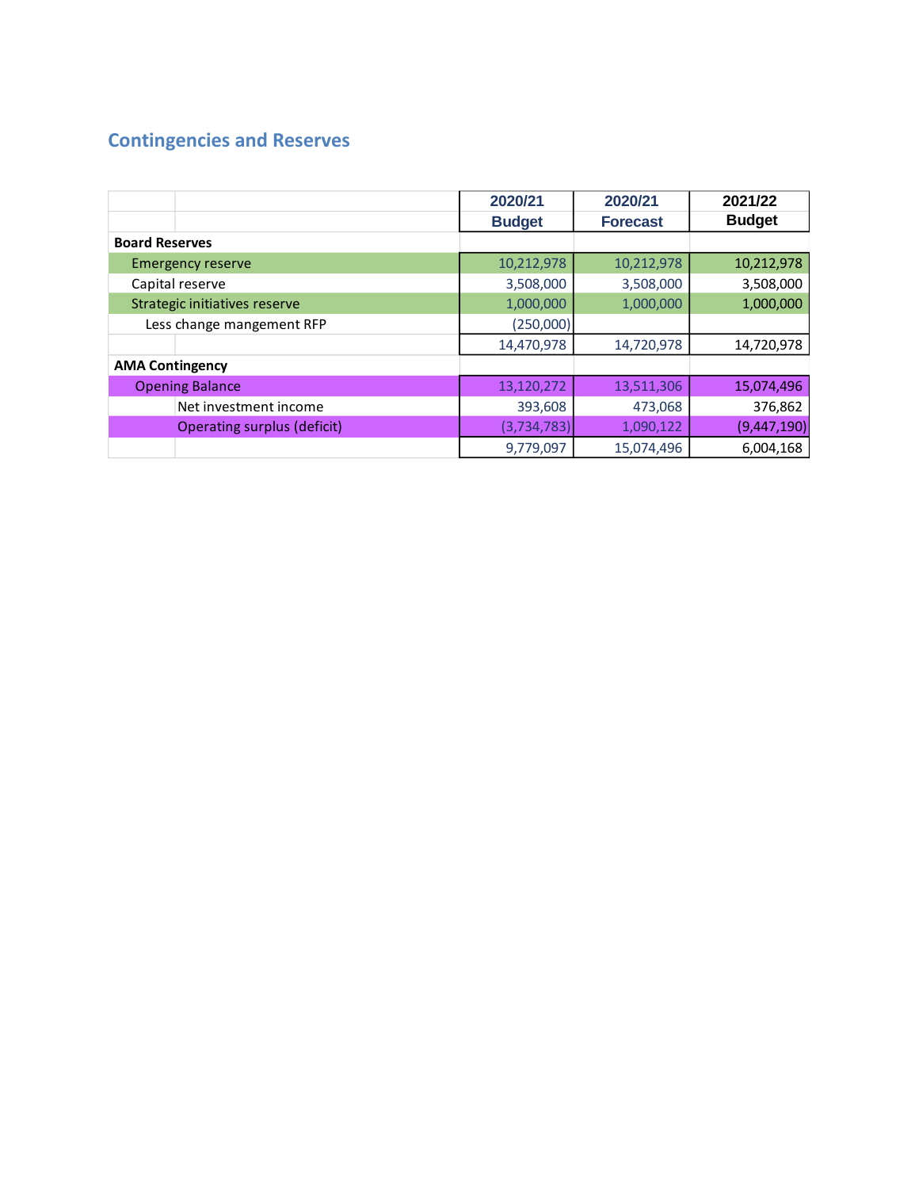## Contingencies and Reserves

| | 2020/21 Budget | 2020/21 Forecast | 2021/22 Budget |
|---|---|---|---|
| **Board Reserves** | | | |
| Emergency reserve | 10,212,978 | 10,212,978 | 10,212,978 |
| Capital reserve | 3,508,000 | 3,508,000 | 3,508,000 |
| Strategic initiatives reserve | 1,000,000 | 1,000,000 | 1,000,000 |
| Less change mangement RFP | (250,000) | | |
| | 14,470,978 | 14,720,978 | 14,720,978 |
| **AMA Contingency** | | | |
| Opening Balance | 13,120,272 | 13,511,306 | 15,074,496 |
| Net investment income | 393,608 | 473,068 | 376,862 |
| Operating surplus (deficit) | (3,734,783) | 1,090,122 | (9,447,190) |
| | 9,779,097 | 15,074,496 | 6,004,168 |